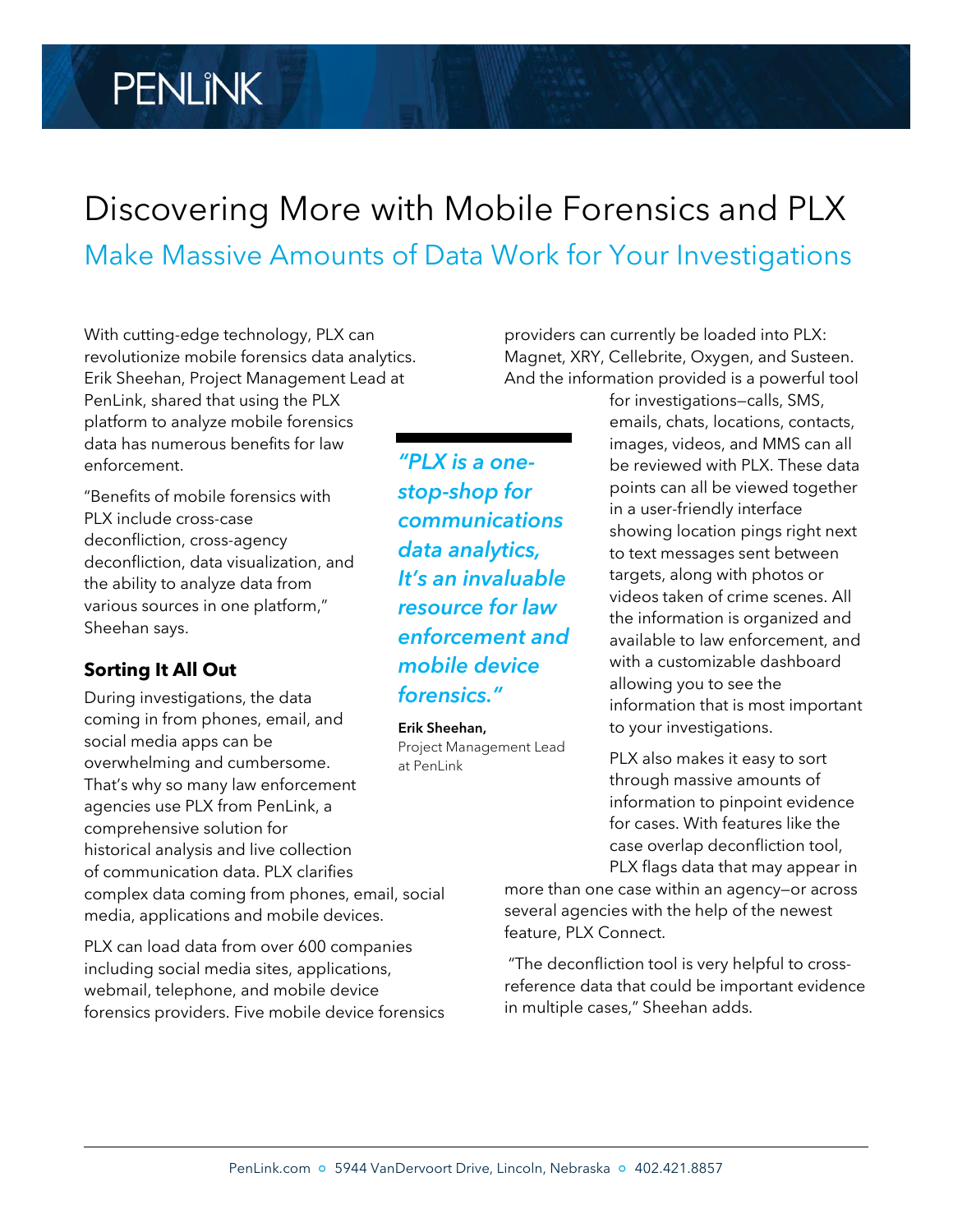PENLiNK

# Discovering More with Mobile Forensics and PLX

## Make Massive Amounts of Data Work for Your Investigations

With cutting-edge technology, PLX can revolutionize mobile forensics data analytics. Erik Sheehan, Project Management Lead at PenLink, shared that using the PLX platform to analyze mobile forensics data has numerous benefits for law enforcement.

"Benefits of mobile forensics with PLX include cross-case deconfliction, cross-agency deconfliction, data visualization, and the ability to analyze data from various sources in one platform," Sheehan says.

> ***"PLX is a one-stop-shop for communications data analytics, It's an invaluable resource for law enforcement and mobile device forensics."***
>
> **Erik Sheehan,**
> Project Management Lead at PenLink

### Sorting It All Out

During investigations, the data coming in from phones, email, and social media apps can be overwhelming and cumbersome. That's why so many law enforcement agencies use PLX from PenLink, a comprehensive solution for historical analysis and live collection of communication data. PLX clarifies complex data coming from phones, email, social media, applications and mobile devices.

PLX can load data from over 600 companies including social media sites, applications, webmail, telephone, and mobile device forensics providers. Five mobile device forensics providers can currently be loaded into PLX: Magnet, XRY, Cellebrite, Oxygen, and Susteen. And the information provided is a powerful tool for investigations—calls, SMS, emails, chats, locations, contacts, images, videos, and MMS can all be reviewed with PLX. These data points can all be viewed together in a user-friendly interface showing location pings right next to text messages sent between targets, along with photos or videos taken of crime scenes. All the information is organized and available to law enforcement, and with a customizable dashboard allowing you to see the information that is most important to your investigations.

PLX also makes it easy to sort through massive amounts of information to pinpoint evidence for cases. With features like the case overlap deconfliction tool, PLX flags data that may appear in more than one case within an agency—or across several agencies with the help of the newest feature, PLX Connect.

"The deconfliction tool is very helpful to cross-reference data that could be important evidence in multiple cases," Sheehan adds.

PenLink.com ○ 5944 VanDervoort Drive, Lincoln, Nebraska ○ 402.421.8857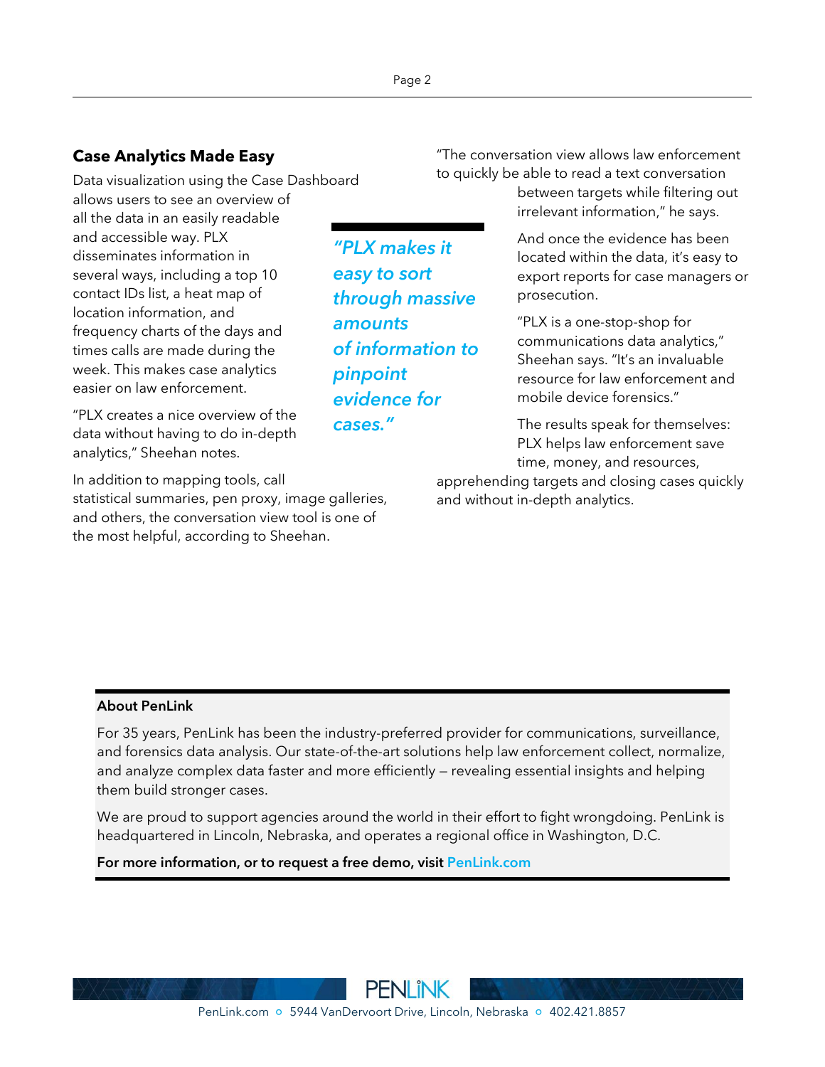## Case Analytics Made Easy

Data visualization using the Case Dashboard allows users to see an overview of all the data in an easily readable and accessible way. PLX disseminates information in several ways, including a top 10 contact IDs list, a heat map of location information, and frequency charts of the days and times calls are made during the week. This makes case analytics easier on law enforcement.

"PLX creates a nice overview of the data without having to do in-depth analytics," Sheehan notes.

> ***"PLX makes it easy to sort through massive amounts of information to pinpoint evidence for cases."***

In addition to mapping tools, call statistical summaries, pen proxy, image galleries, and others, the conversation view tool is one of the most helpful, according to Sheehan.

"The conversation view allows law enforcement to quickly be able to read a text conversation between targets while filtering out irrelevant information," he says.

And once the evidence has been located within the data, it's easy to export reports for case managers or prosecution.

"PLX is a one-stop-shop for communications data analytics," Sheehan says. "It's an invaluable resource for law enforcement and mobile device forensics."

The results speak for themselves: PLX helps law enforcement save time, money, and resources, apprehending targets and closing cases quickly and without in-depth analytics.

---

**About PenLink**

For 35 years, PenLink has been the industry-preferred provider for communications, surveillance, and forensics data analysis. Our state-of-the-art solutions help law enforcement collect, normalize, and analyze complex data faster and more efficiently — revealing essential insights and helping them build stronger cases.

We are proud to support agencies around the world in their effort to fight wrongdoing. PenLink is headquartered in Lincoln, Nebraska, and operates a regional office in Washington, D.C.

**For more information, or to request a free demo, visit PenLink.com**

---

PENLINK

PenLink.com ∘ 5944 VanDervoort Drive, Lincoln, Nebraska ∘ 402.421.8857